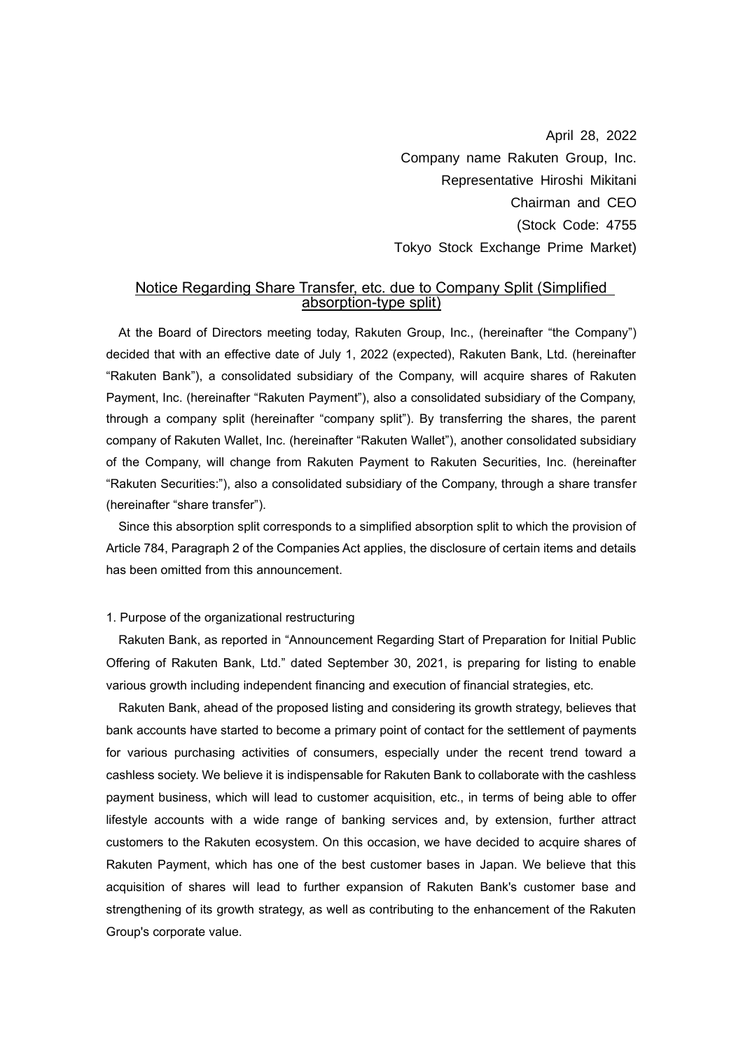April 28, 2022

Company name Rakuten Group, Inc.

Representative Hiroshi Mikitani

Chairman and CEO

(Stock Code: 4755

Tokyo Stock Exchange Prime Market)

## Notice Regarding Share Transfer, etc. due to Company Split (Simplified absorption-type split)

At the Board of Directors meeting today, Rakuten Group, Inc., (hereinafter "the Company") decided that with an effective date of July 1, 2022 (expected), Rakuten Bank, Ltd. (hereinafter "Rakuten Bank"), a consolidated subsidiary of the Company, will acquire shares of Rakuten Payment, Inc. (hereinafter "Rakuten Payment"), also a consolidated subsidiary of the Company, through a company split (hereinafter "company split"). By transferring the shares, the parent company of Rakuten Wallet, Inc. (hereinafter "Rakuten Wallet"), another consolidated subsidiary of the Company, will change from Rakuten Payment to Rakuten Securities, Inc. (hereinafter "Rakuten Securities:"), also a consolidated subsidiary of the Company, through a share transfer (hereinafter "share transfer").

Since this absorption split corresponds to a simplified absorption split to which the provision of Article 784, Paragraph 2 of the Companies Act applies, the disclosure of certain items and details has been omitted from this announcement.

1. Purpose of the organizational restructuring

Rakuten Bank, as reported in "Announcement Regarding Start of Preparation for Initial Public Offering of Rakuten Bank, Ltd." dated September 30, 2021, is preparing for listing to enable various growth including independent financing and execution of financial strategies, etc.

Rakuten Bank, ahead of the proposed listing and considering its growth strategy, believes that bank accounts have started to become a primary point of contact for the settlement of payments for various purchasing activities of consumers, especially under the recent trend toward a cashless society. We believe it is indispensable for Rakuten Bank to collaborate with the cashless payment business, which will lead to customer acquisition, etc., in terms of being able to offer lifestyle accounts with a wide range of banking services and, by extension, further attract customers to the Rakuten ecosystem. On this occasion, we have decided to acquire shares of Rakuten Payment, which has one of the best customer bases in Japan. We believe that this acquisition of shares will lead to further expansion of Rakuten Bank's customer base and strengthening of its growth strategy, as well as contributing to the enhancement of the Rakuten Group's corporate value.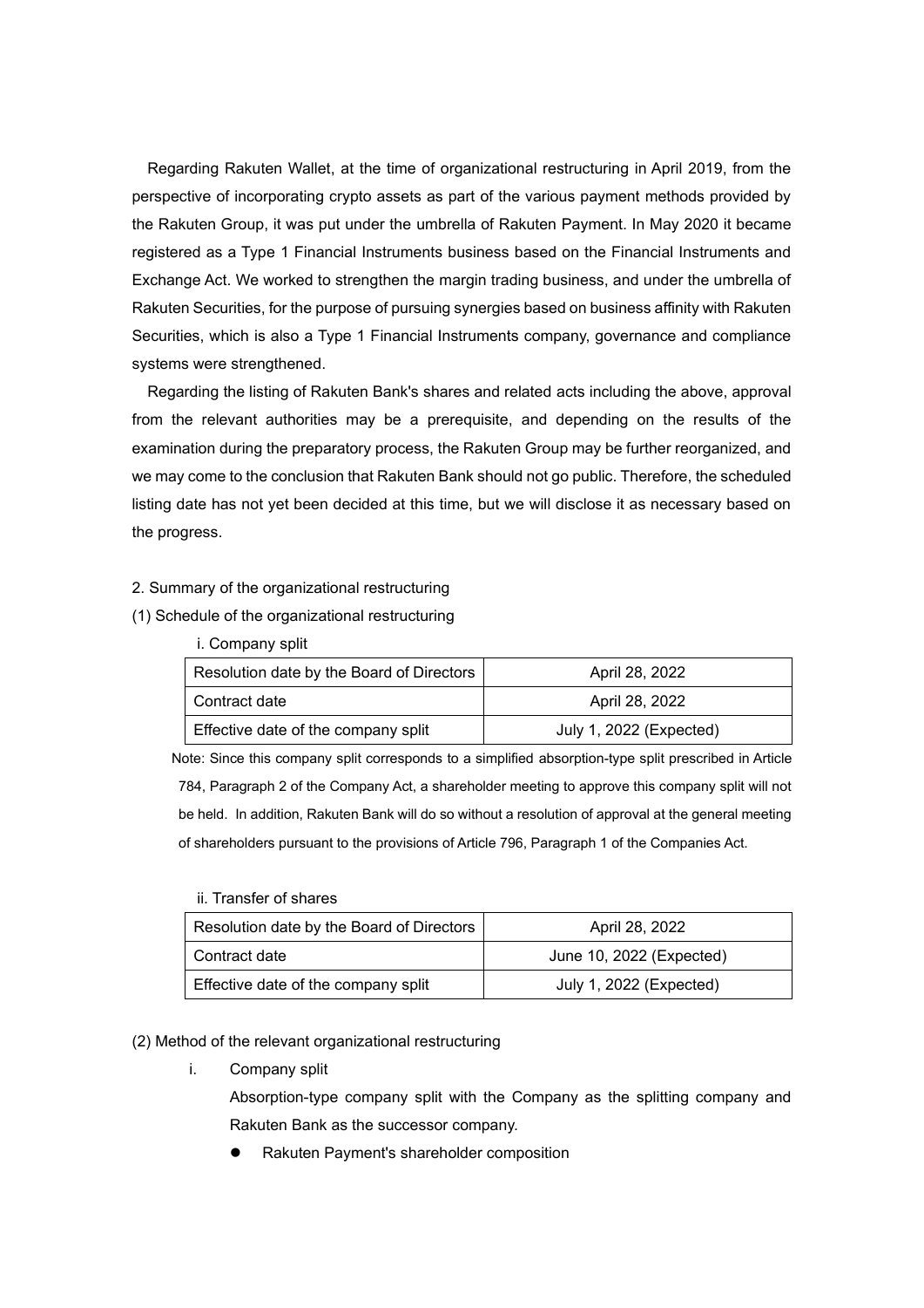Regarding Rakuten Wallet, at the time of organizational restructuring in April 2019, from the perspective of incorporating crypto assets as part of the various payment methods provided by the Rakuten Group, it was put under the umbrella of Rakuten Payment. In May 2020 it became registered as a Type 1 Financial Instruments business based on the Financial Instruments and Exchange Act. We worked to strengthen the margin trading business, and under the umbrella of Rakuten Securities, for the purpose of pursuing synergies based on business affinity with Rakuten Securities, which is also a Type 1 Financial Instruments company, governance and compliance systems were strengthened.

Regarding the listing of Rakuten Bank's shares and related acts including the above, approval from the relevant authorities may be a prerequisite, and depending on the results of the examination during the preparatory process, the Rakuten Group may be further reorganized, and we may come to the conclusion that Rakuten Bank should not go public. Therefore, the scheduled listing date has not yet been decided at this time, but we will disclose it as necessary based on the progress.

2. Summary of the organizational restructuring

(1) Schedule of the organizational restructuring

i. Company split

| Resolution date by the Board of Directors | April 28, 2022 |
| --- | --- |
| Contract date | April 28, 2022 |
| Effective date of the company split | July 1, 2022 (Expected) |

Note: Since this company split corresponds to a simplified absorption-type split prescribed in Article 784, Paragraph 2 of the Company Act, a shareholder meeting to approve this company split will not be held. In addition, Rakuten Bank will do so without a resolution of approval at the general meeting of shareholders pursuant to the provisions of Article 796, Paragraph 1 of the Companies Act.

ii. Transfer of shares

| Resolution date by the Board of Directors | April 28, 2022 |
| --- | --- |
| Contract date | June 10, 2022 (Expected) |
| Effective date of the company split | July 1, 2022 (Expected) |

(2) Method of the relevant organizational restructuring

i. Company split

Absorption-type company split with the Company as the splitting company and Rakuten Bank as the successor company.

- Rakuten Payment's shareholder composition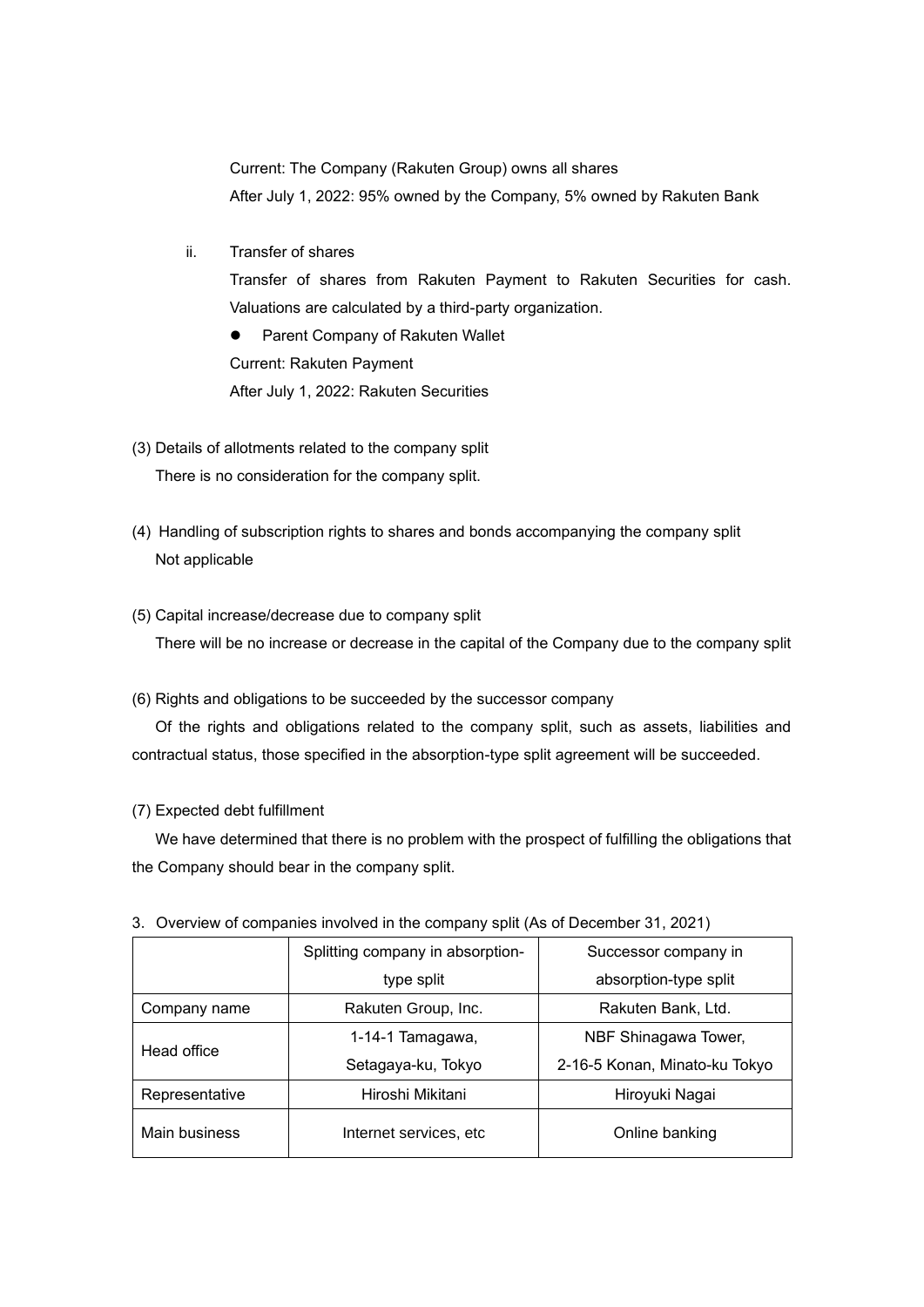Current: The Company (Rakuten Group) owns all shares

After July 1, 2022: 95% owned by the Company, 5% owned by Rakuten Bank

ii. Transfer of shares

Transfer of shares from Rakuten Payment to Rakuten Securities for cash. Valuations are calculated by a third-party organization.

- Parent Company of Rakuten Wallet

Current: Rakuten Payment

After July 1, 2022: Rakuten Securities

(3) Details of allotments related to the company split

There is no consideration for the company split.

(4) Handling of subscription rights to shares and bonds accompanying the company split

Not applicable

(5) Capital increase/decrease due to company split

There will be no increase or decrease in the capital of the Company due to the company split

(6) Rights and obligations to be succeeded by the successor company

Of the rights and obligations related to the company split, such as assets, liabilities and contractual status, those specified in the absorption-type split agreement will be succeeded.

(7) Expected debt fulfillment

We have determined that there is no problem with the prospect of fulfilling the obligations that the Company should bear in the company split.

3. Overview of companies involved in the company split (As of December 31, 2021)

| | Splitting company in absorption-type split | Successor company in absorption-type split |
|---|---|---|
| Company name | Rakuten Group, Inc. | Rakuten Bank, Ltd. |
| Head office | 1-14-1 Tamagawa, Setagaya-ku, Tokyo | NBF Shinagawa Tower, 2-16-5 Konan, Minato-ku Tokyo |
| Representative | Hiroshi Mikitani | Hiroyuki Nagai |
| Main business | Internet services, etc | Online banking |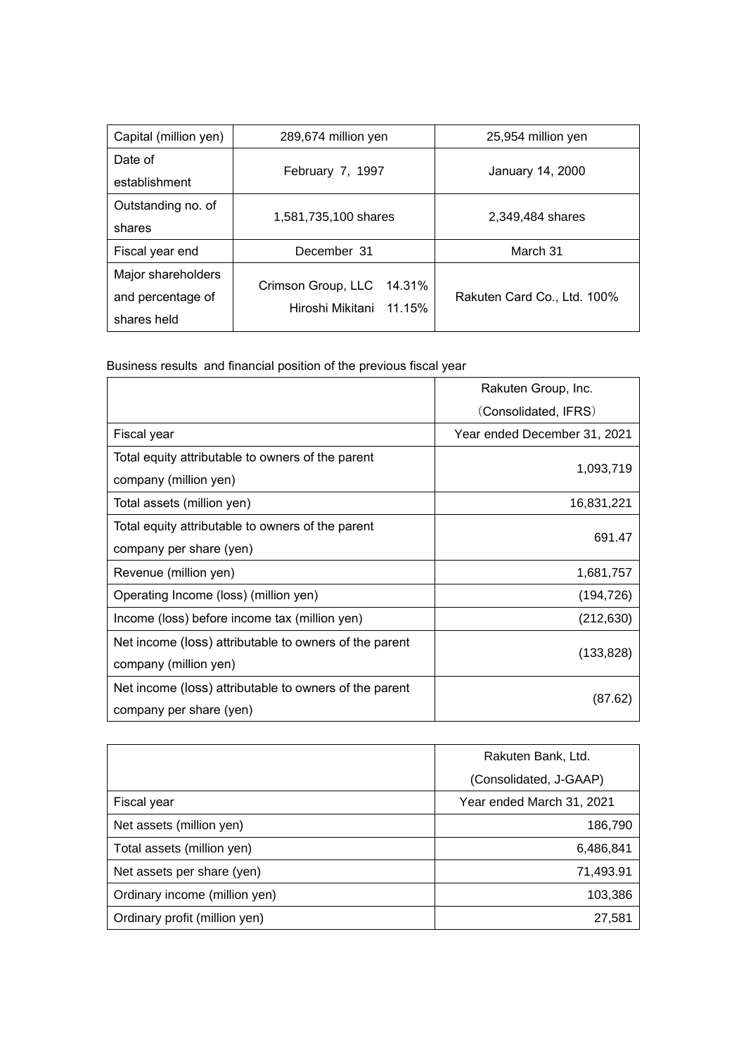| Capital (million yen) | 289,674 million yen | 25,954 million yen |
|---|---|---|
| Date of establishment | February 7, 1997 | January 14, 2000 |
| Outstanding no. of shares | 1,581,735,100 shares | 2,349,484 shares |
| Fiscal year end | December 31 | March 31 |
| Major shareholders and percentage of shares held | Crimson Group, LLC 14.31%<br>Hiroshi Mikitani 11.15% | Rakuten Card Co., Ltd. 100% |

Business results and financial position of the previous fiscal year

| | Rakuten Group, Inc.<br>（Consolidated, IFRS） |
|---|---|
| Fiscal year | Year ended December 31, 2021 |
| Total equity attributable to owners of the parent company (million yen) | 1,093,719 |
| Total assets (million yen) | 16,831,221 |
| Total equity attributable to owners of the parent company per share (yen) | 691.47 |
| Revenue (million yen) | 1,681,757 |
| Operating Income (loss) (million yen) | (194,726) |
| Income (loss) before income tax (million yen) | (212,630) |
| Net income (loss) attributable to owners of the parent company (million yen) | (133,828) |
| Net income (loss) attributable to owners of the parent company per share (yen) | (87.62) |

| | Rakuten Bank, Ltd.<br>(Consolidated, J-GAAP) |
|---|---|
| Fiscal year | Year ended March 31, 2021 |
| Net assets (million yen) | 186,790 |
| Total assets (million yen) | 6,486,841 |
| Net assets per share (yen) | 71,493.91 |
| Ordinary income (million yen) | 103,386 |
| Ordinary profit (million yen) | 27,581 |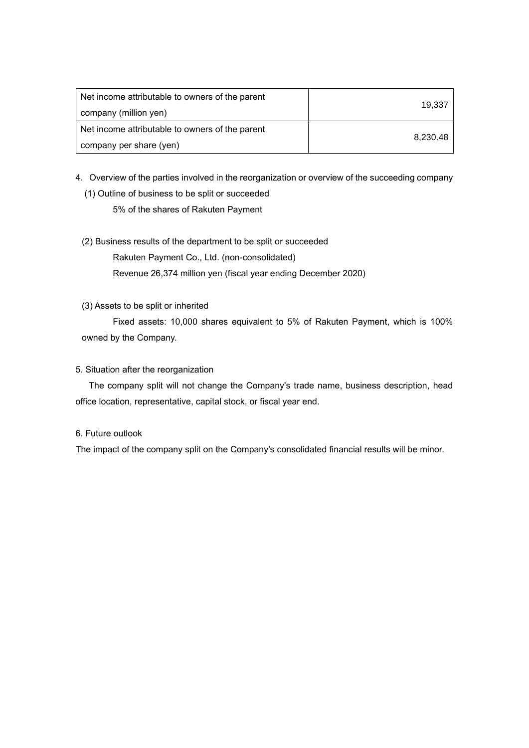| | |
|---|---|
| Net income attributable to owners of the parent company (million yen) | 19,337 |
| Net income attributable to owners of the parent company per share (yen) | 8,230.48 |

4. Overview of the parties involved in the reorganization or overview of the succeeding company

(1) Outline of business to be split or succeeded

5% of the shares of Rakuten Payment

(2) Business results of the department to be split or succeeded

Rakuten Payment Co., Ltd. (non-consolidated)

Revenue 26,374 million yen (fiscal year ending December 2020)

(3) Assets to be split or inherited

Fixed assets: 10,000 shares equivalent to 5% of Rakuten Payment, which is 100% owned by the Company.

5. Situation after the reorganization

The company split will not change the Company's trade name, business description, head office location, representative, capital stock, or fiscal year end.

6. Future outlook

The impact of the company split on the Company's consolidated financial results will be minor.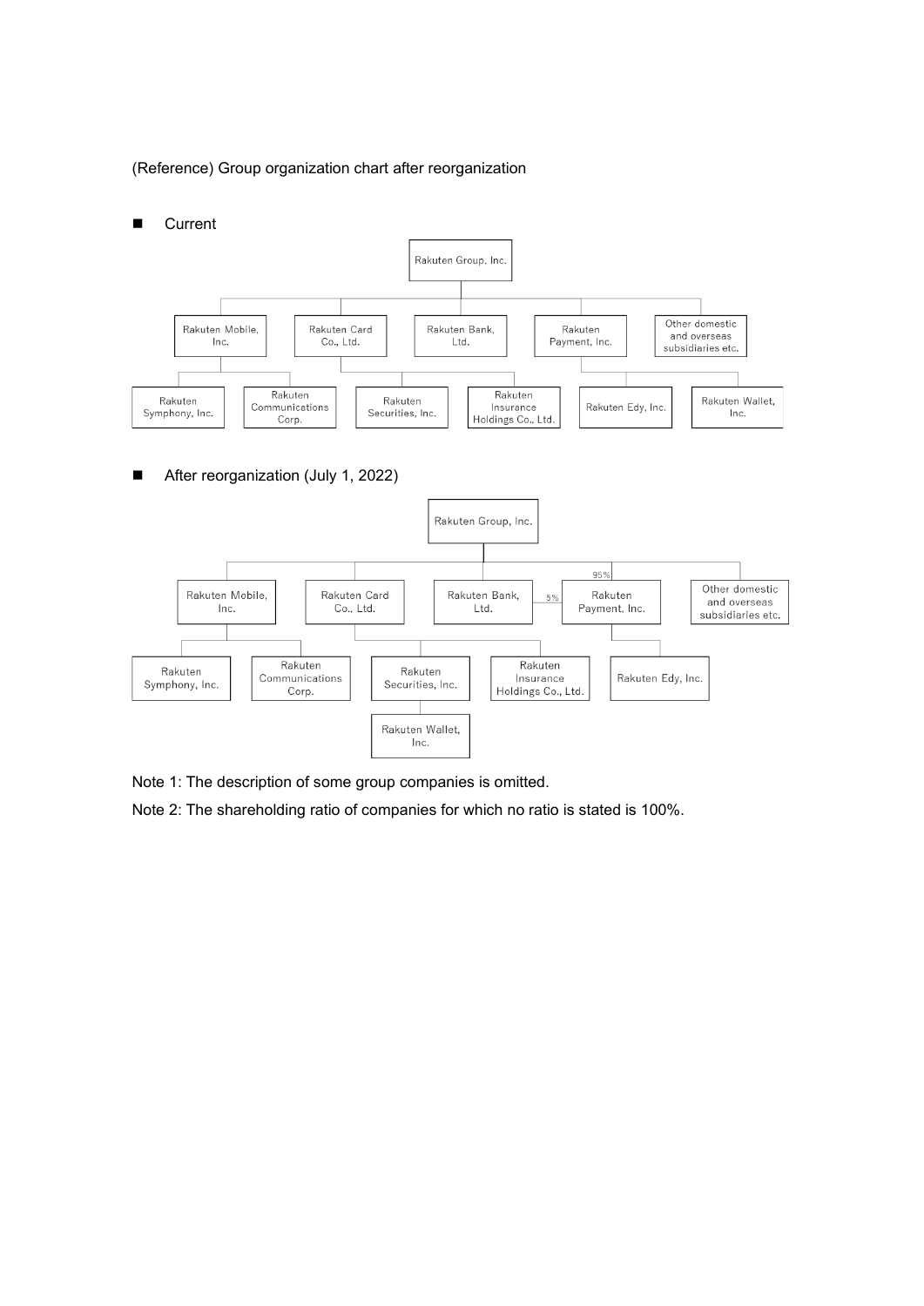(Reference) Group organization chart after reorganization

- Current

Rakuten Group, Inc.

Rakuten Mobile, Inc.

Rakuten Card Co., Ltd.

Rakuten Bank, Ltd.

Rakuten Payment, Inc.

Other domestic and overseas subsidiaries etc.

Rakuten Symphony, Inc.

Rakuten Communications Corp.

Rakuten Securities, Inc.

Rakuten Insurance Holdings Co., Ltd.

Rakuten Edy, Inc.

Rakuten Wallet, Inc.

- After reorganization (July 1, 2022)

Rakuten Group, Inc.

95%

Rakuten Mobile, Inc.

Rakuten Card Co., Ltd.

Rakuten Bank, Ltd.

5%

Rakuten Payment, Inc.

Other domestic and overseas subsidiaries etc.

Rakuten Symphony, Inc.

Rakuten Communications Corp.

Rakuten Securities, Inc.

Rakuten Insurance Holdings Co., Ltd.

Rakuten Edy, Inc.

Rakuten Wallet, Inc.

Note 1: The description of some group companies is omitted.

Note 2: The shareholding ratio of companies for which no ratio is stated is 100%.